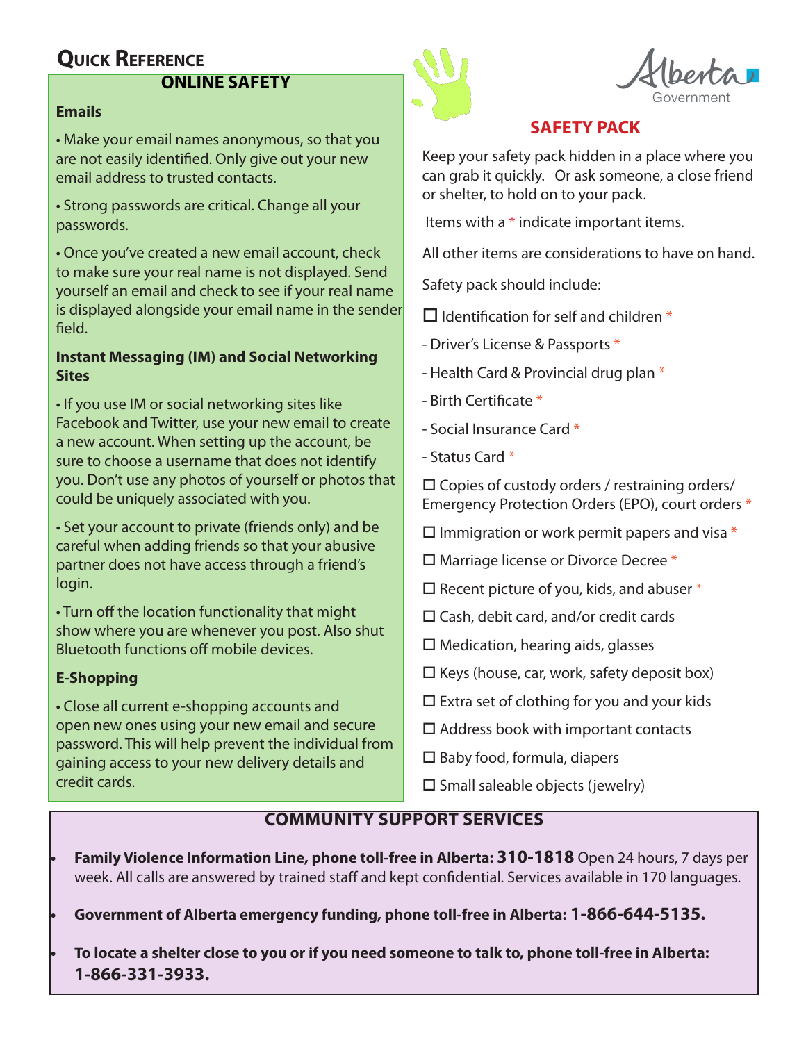# Quick Reference

## ONLINE SAFETY

**Emails**

• Make your email names anonymous, so that you are not easily identified. Only give out your new email address to trusted contacts.

• Strong passwords are critical. Change all your passwords.

• Once you've created a new email account, check to make sure your real name is not displayed. Send yourself an email and check to see if your real name is displayed alongside your email name in the sender field.

**Instant Messaging (IM) and Social Networking Sites**

• If you use IM or social networking sites like Facebook and Twitter, use your new email to create a new account. When setting up the account, be sure to choose a username that does not identify you. Don't use any photos of yourself or photos that could be uniquely associated with you.

• Set your account to private (friends only) and be careful when adding friends so that your abusive partner does not have access through a friend's login.

• Turn off the location functionality that might show where you are whenever you post. Also shut Bluetooth functions off mobile devices.

**E-Shopping**

• Close all current e-shopping accounts and open new ones using your new email and secure password. This will help prevent the individual from gaining access to your new delivery details and credit cards.

Alberta Government

## SAFETY PACK

Keep your safety pack hidden in a place where you can grab it quickly. Or ask someone, a close friend or shelter, to hold on to your pack.

Items with a * indicate important items.

All other items are considerations to have on hand.

Safety pack should include:

☐ Identification for self and children *

- Driver's License & Passports *
- Health Card & Provincial drug plan *
- Birth Certificate *
- Social Insurance Card *
- Status Card *

☐ Copies of custody orders / restraining orders/ Emergency Protection Orders (EPO), court orders *

☐ Immigration or work permit papers and visa *

☐ Marriage license or Divorce Decree *

☐ Recent picture of you, kids, and abuser *

☐ Cash, debit card, and/or credit cards

☐ Medication, hearing aids, glasses

☐ Keys (house, car, work, safety deposit box)

☐ Extra set of clothing for you and your kids

☐ Address book with important contacts

☐ Baby food, formula, diapers

☐ Small saleable objects (jewelry)

## COMMUNITY SUPPORT SERVICES

- **Family Violence Information Line, phone toll-free in Alberta: 310-1818** Open 24 hours, 7 days per week. All calls are answered by trained staff and kept confidential. Services available in 170 languages.
- **Government of Alberta emergency funding, phone toll-free in Alberta: 1-866-644-5135.**
- **To locate a shelter close to you or if you need someone to talk to, phone toll-free in Alberta: 1-866-331-3933.**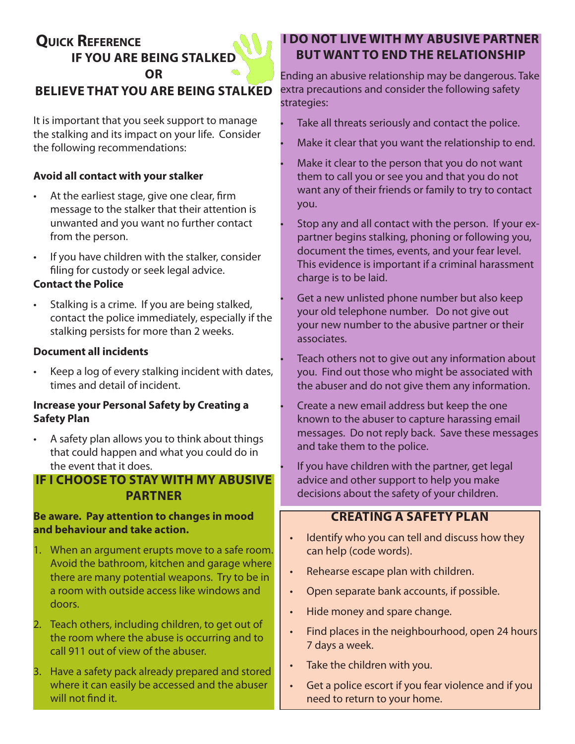# Quick Reference

## IF YOU ARE BEING STALKED OR BELIEVE THAT YOU ARE BEING STALKED

It is important that you seek support to manage the stalking and its impact on your life. Consider the following recommendations:

**Avoid all contact with your stalker**

- At the earliest stage, give one clear, firm message to the stalker that their attention is unwanted and you want no further contact from the person.
- If you have children with the stalker, consider filing for custody or seek legal advice.

**Contact the Police**

- Stalking is a crime. If you are being stalked, contact the police immediately, especially if the stalking persists for more than 2 weeks.

**Document all incidents**

- Keep a log of every stalking incident with dates, times and detail of incident.

**Increase your Personal Safety by Creating a Safety Plan**

- A safety plan allows you to think about things that could happen and what you could do in the event that it does.

## IF I CHOOSE TO STAY WITH MY ABUSIVE PARTNER

**Be aware. Pay attention to changes in mood and behaviour and take action.**

1. When an argument erupts move to a safe room. Avoid the bathroom, kitchen and garage where there are many potential weapons. Try to be in a room with outside access like windows and doors.
2. Teach others, including children, to get out of the room where the abuse is occurring and to call 911 out of view of the abuser.
3. Have a safety pack already prepared and stored where it can easily be accessed and the abuser will not find it.

## I DO NOT LIVE WITH MY ABUSIVE PARTNER BUT WANT TO END THE RELATIONSHIP

Ending an abusive relationship may be dangerous. Take extra precautions and consider the following safety strategies:

- Take all threats seriously and contact the police.
- Make it clear that you want the relationship to end.
- Make it clear to the person that you do not want them to call you or see you and that you do not want any of their friends or family to try to contact you.
- Stop any and all contact with the person. If your ex-partner begins stalking, phoning or following you, document the times, events, and your fear level. This evidence is important if a criminal harassment charge is to be laid.
- Get a new unlisted phone number but also keep your old telephone number. Do not give out your new number to the abusive partner or their associates.
- Teach others not to give out any information about you. Find out those who might be associated with the abuser and do not give them any information.
- Create a new email address but keep the one known to the abuser to capture harassing email messages. Do not reply back. Save these messages and take them to the police.
- If you have children with the partner, get legal advice and other support to help you make decisions about the safety of your children.

## CREATING A SAFETY PLAN

- Identify who you can tell and discuss how they can help (code words).
- Rehearse escape plan with children.
- Open separate bank accounts, if possible.
- Hide money and spare change.
- Find places in the neighbourhood, open 24 hours 7 days a week.
- Take the children with you.
- Get a police escort if you fear violence and if you need to return to your home.